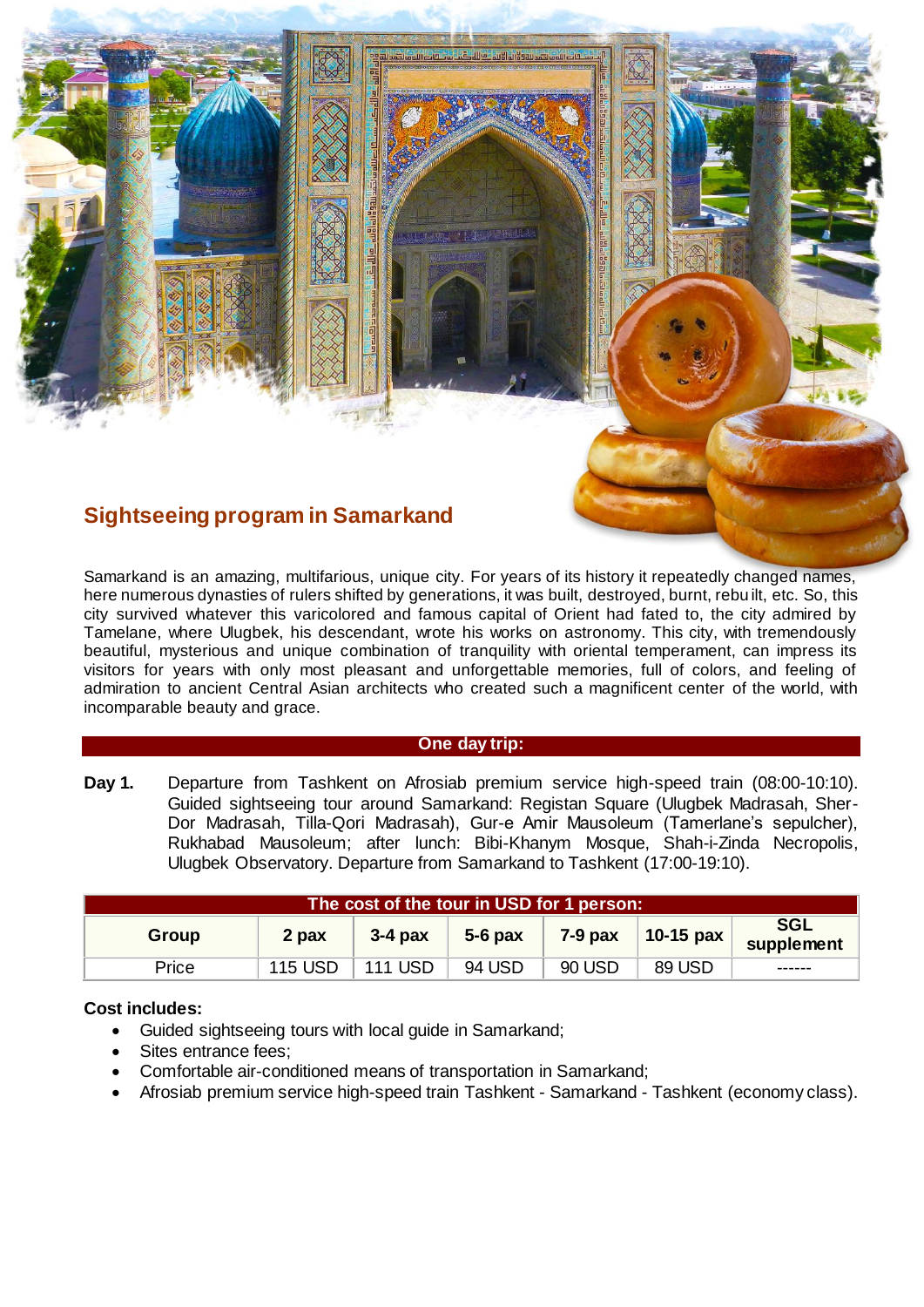## Sightseeing program in Samarkand

Samarkand is an amazing, multifarious, unique city. For years of its history it repeatedly changed names, here numerous dynasties of rulers shifted by generations, it was built, destroyed, burnt, rebuilt, etc. So, this city survived whatever this varicolored and famous capital of Orient had fated to, the city admired by Tamelane, where Ulugbek, his descendant, wrote his works on astronomy. This city, with tremendously beautiful, mysterious and unique combination of tranquility with oriental temperament, can impress its visitors for years with only most pleasant and unforgettable memories, full of colors, and feeling of admiration to ancient Central Asian architects who created such a magnificent center of the world, with incomparable beauty and grace.

**One day trip:**

**Day 1.** Departure from Tashkent on Afrosiab premium service high-speed train (08:00-10:10). Guided sightseeing tour around Samarkand: Registan Square (Ulugbek Madrasah, Sher-Dor Madrasah, Tilla-Qori Madrasah), Gur-e Amir Mausoleum (Tamerlane's sepulcher), Rukhabad Mausoleum; after lunch: Bibi-Khanym Mosque, Shah-i-Zinda Necropolis, Ulugbek Observatory. Departure from Samarkand to Tashkent (17:00-19:10).

| The cost of the tour in USD for 1 person: | | | | | | |
|---|---|---|---|---|---|---|
| **Group** | **2 pax** | **3-4 pax** | **5-6 pax** | **7-9 pax** | **10-15 pax** | **SGL supplement** |
| Price | 115 USD | 111 USD | 94 USD | 90 USD | 89 USD | ------ |

**Cost includes:**

- Guided sightseeing tours with local guide in Samarkand;
- Sites entrance fees;
- Comfortable air-conditioned means of transportation in Samarkand;
- Afrosiab premium service high-speed train Tashkent - Samarkand - Tashkent (economy class).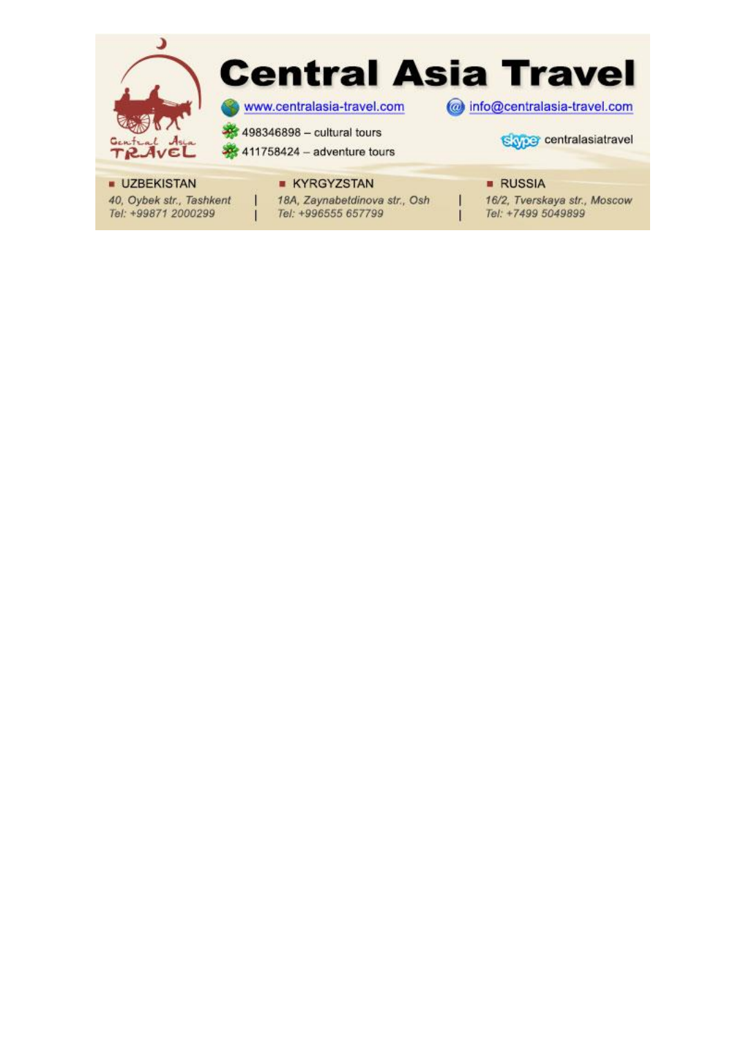# Central Asia Travel

www.centralasia-travel.com

info@centralasia-travel.com

498346898 – cultural tours

411758424 – adventure tours

skype centralasiatravel

- **UZBEKISTAN**
  *40, Oybek str., Tashkent*
  *Tel: +99871 2000299*

- **KYRGYZSTAN**
  *18A, Zaynabetdinova str., Osh*
  *Tel: +996555 657799*

- **RUSSIA**
  *16/2, Tverskaya str., Moscow*
  *Tel: +7499 5049899*